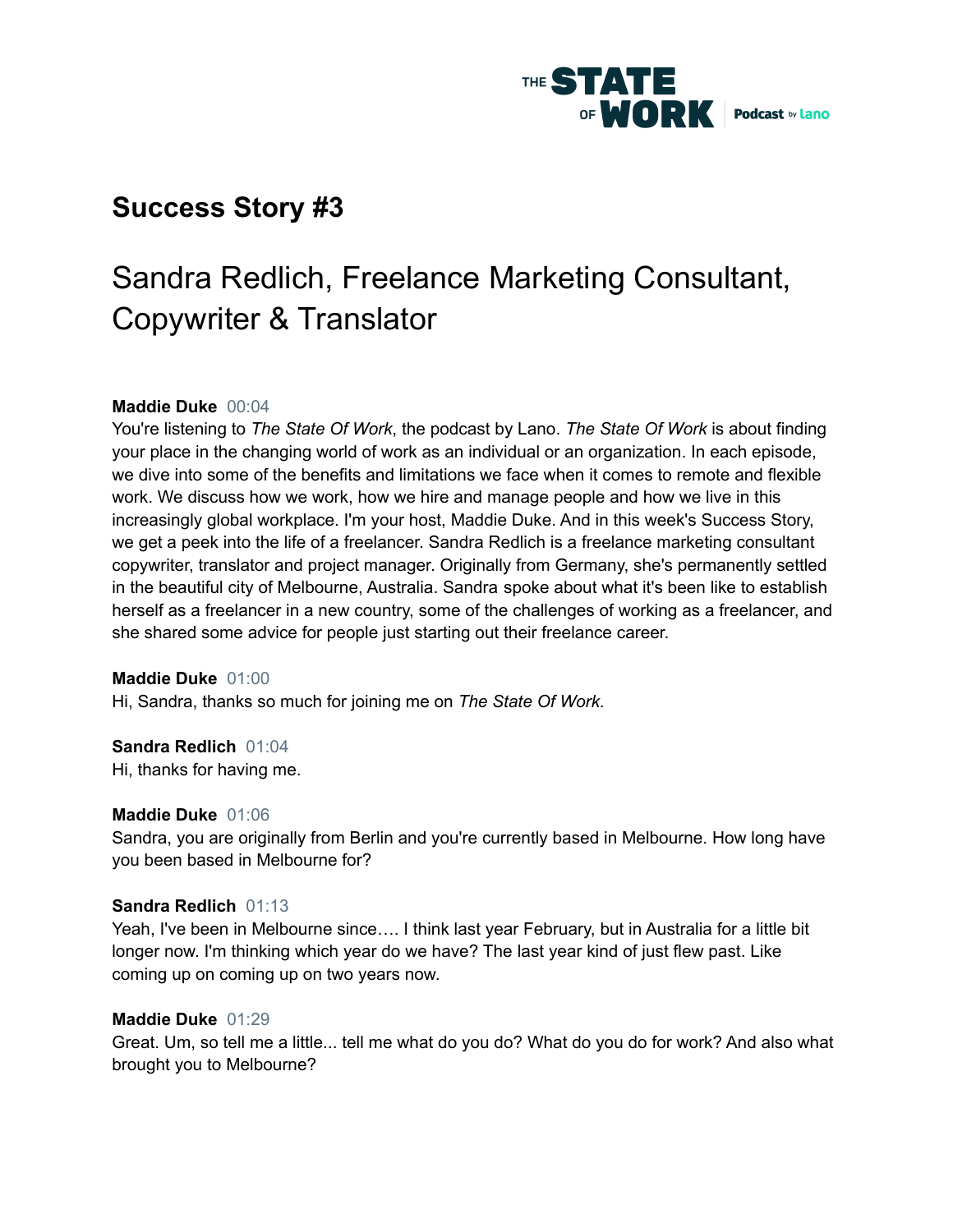# Success Story #3

## Sandra Redlich, Freelance Marketing Consultant, Copywriter & Translator

**Maddie Duke** 00:04
You're listening to *The State Of Work*, the podcast by Lano. *The State Of Work* is about finding your place in the changing world of work as an individual or an organization. In each episode, we dive into some of the benefits and limitations we face when it comes to remote and flexible work. We discuss how we work, how we hire and manage people and how we live in this increasingly global workplace. I'm your host, Maddie Duke. And in this week's Success Story, we get a peek into the life of a freelancer. Sandra Redlich is a freelance marketing consultant copywriter, translator and project manager. Originally from Germany, she's permanently settled in the beautiful city of Melbourne, Australia. Sandra spoke about what it's been like to establish herself as a freelancer in a new country, some of the challenges of working as a freelancer, and she shared some advice for people just starting out their freelance career.

**Maddie Duke** 01:00
Hi, Sandra, thanks so much for joining me on *The State Of Work*.

**Sandra Redlich** 01:04
Hi, thanks for having me.

**Maddie Duke** 01:06
Sandra, you are originally from Berlin and you're currently based in Melbourne. How long have you been based in Melbourne for?

**Sandra Redlich** 01:13
Yeah, I've been in Melbourne since…. I think last year February, but in Australia for a little bit longer now. I'm thinking which year do we have? The last year kind of just flew past. Like coming up on coming up on two years now.

**Maddie Duke** 01:29
Great. Um, so tell me a little... tell me what do you do? What do you do for work? And also what brought you to Melbourne?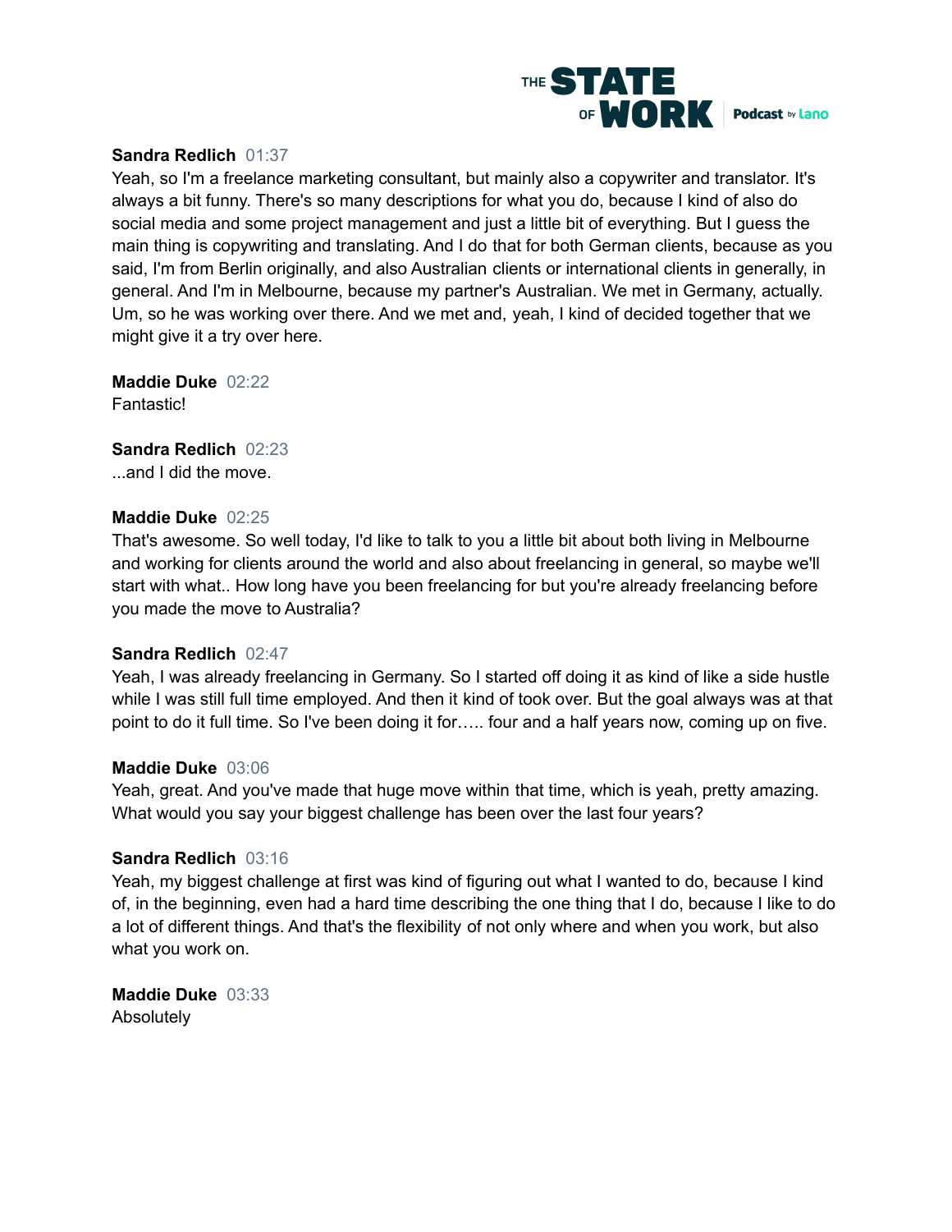**Sandra Redlich** 01:37
Yeah, so I'm a freelance marketing consultant, but mainly also a copywriter and translator. It's always a bit funny. There's so many descriptions for what you do, because I kind of also do social media and some project management and just a little bit of everything. But I guess the main thing is copywriting and translating. And I do that for both German clients, because as you said, I'm from Berlin originally, and also Australian clients or international clients in generally, in general. And I'm in Melbourne, because my partner's Australian. We met in Germany, actually. Um, so he was working over there. And we met and, yeah, I kind of decided together that we might give it a try over here.

**Maddie Duke** 02:22
Fantastic!

**Sandra Redlich** 02:23
...and I did the move.

**Maddie Duke** 02:25
That's awesome. So well today, I'd like to talk to you a little bit about both living in Melbourne and working for clients around the world and also about freelancing in general, so maybe we'll start with what.. How long have you been freelancing for but you're already freelancing before you made the move to Australia?

**Sandra Redlich** 02:47
Yeah, I was already freelancing in Germany. So I started off doing it as kind of like a side hustle while I was still full time employed. And then it kind of took over. But the goal always was at that point to do it full time. So I've been doing it for….. four and a half years now, coming up on five.

**Maddie Duke** 03:06
Yeah, great. And you've made that huge move within that time, which is yeah, pretty amazing. What would you say your biggest challenge has been over the last four years?

**Sandra Redlich** 03:16
Yeah, my biggest challenge at first was kind of figuring out what I wanted to do, because I kind of, in the beginning, even had a hard time describing the one thing that I do, because I like to do a lot of different things. And that's the flexibility of not only where and when you work, but also what you work on.

**Maddie Duke** 03:33
Absolutely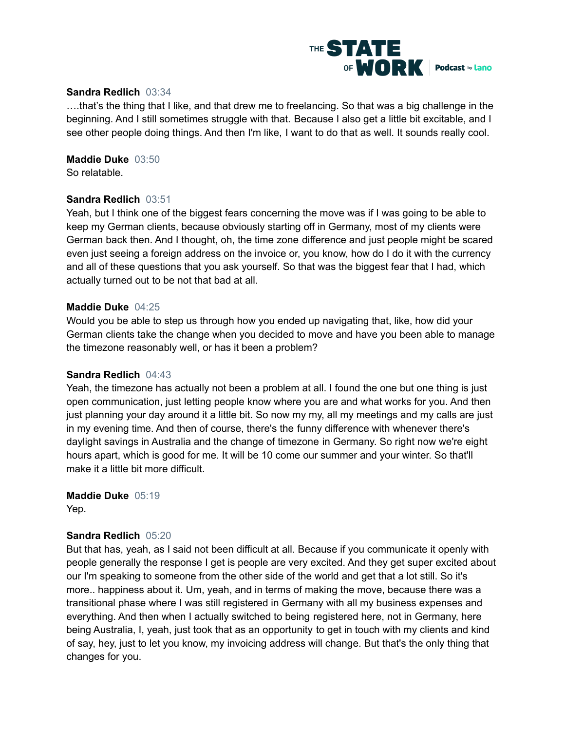**Sandra Redlich** 03:34
….that's the thing that I like, and that drew me to freelancing. So that was a big challenge in the beginning. And I still sometimes struggle with that. Because I also get a little bit excitable, and I see other people doing things. And then I'm like, I want to do that as well. It sounds really cool.

**Maddie Duke** 03:50
So relatable.

**Sandra Redlich** 03:51
Yeah, but I think one of the biggest fears concerning the move was if I was going to be able to keep my German clients, because obviously starting off in Germany, most of my clients were German back then. And I thought, oh, the time zone difference and just people might be scared even just seeing a foreign address on the invoice or, you know, how do I do it with the currency and all of these questions that you ask yourself. So that was the biggest fear that I had, which actually turned out to be not that bad at all.

**Maddie Duke** 04:25
Would you be able to step us through how you ended up navigating that, like, how did your German clients take the change when you decided to move and have you been able to manage the timezone reasonably well, or has it been a problem?

**Sandra Redlich** 04:43
Yeah, the timezone has actually not been a problem at all. I found the one but one thing is just open communication, just letting people know where you are and what works for you. And then just planning your day around it a little bit. So now my my, all my meetings and my calls are just in my evening time. And then of course, there's the funny difference with whenever there's daylight savings in Australia and the change of timezone in Germany. So right now we're eight hours apart, which is good for me. It will be 10 come our summer and your winter. So that'll make it a little bit more difficult.

**Maddie Duke** 05:19
Yep.

**Sandra Redlich** 05:20
But that has, yeah, as I said not been difficult at all. Because if you communicate it openly with people generally the response I get is people are very excited. And they get super excited about our I'm speaking to someone from the other side of the world and get that a lot still. So it's more.. happiness about it. Um, yeah, and in terms of making the move, because there was a transitional phase where I was still registered in Germany with all my business expenses and everything. And then when I actually switched to being registered here, not in Germany, here being Australia, I, yeah, just took that as an opportunity to get in touch with my clients and kind of say, hey, just to let you know, my invoicing address will change. But that's the only thing that changes for you.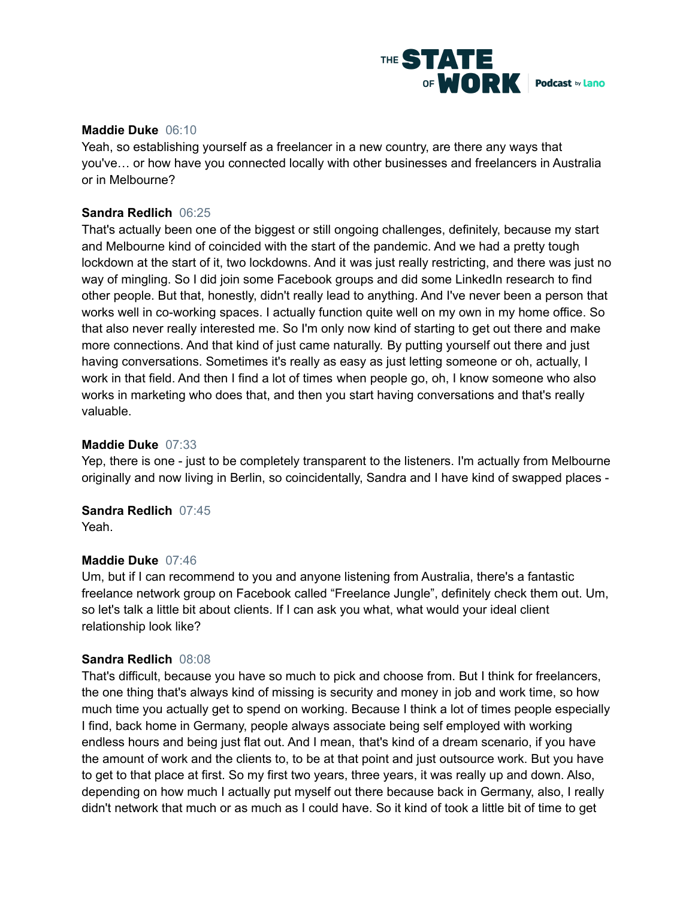**Maddie Duke** 06:10
Yeah, so establishing yourself as a freelancer in a new country, are there any ways that you've… or how have you connected locally with other businesses and freelancers in Australia or in Melbourne?

**Sandra Redlich** 06:25
That's actually been one of the biggest or still ongoing challenges, definitely, because my start and Melbourne kind of coincided with the start of the pandemic. And we had a pretty tough lockdown at the start of it, two lockdowns. And it was just really restricting, and there was just no way of mingling. So I did join some Facebook groups and did some LinkedIn research to find other people. But that, honestly, didn't really lead to anything. And I've never been a person that works well in co-working spaces. I actually function quite well on my own in my home office. So that also never really interested me. So I'm only now kind of starting to get out there and make more connections. And that kind of just came naturally. By putting yourself out there and just having conversations. Sometimes it's really as easy as just letting someone or oh, actually, I work in that field. And then I find a lot of times when people go, oh, I know someone who also works in marketing who does that, and then you start having conversations and that's really valuable.

**Maddie Duke** 07:33
Yep, there is one - just to be completely transparent to the listeners. I'm actually from Melbourne originally and now living in Berlin, so coincidentally, Sandra and I have kind of swapped places -

**Sandra Redlich** 07:45
Yeah.

**Maddie Duke** 07:46
Um, but if I can recommend to you and anyone listening from Australia, there's a fantastic freelance network group on Facebook called "Freelance Jungle", definitely check them out. Um, so let's talk a little bit about clients. If I can ask you what, what would your ideal client relationship look like?

**Sandra Redlich** 08:08
That's difficult, because you have so much to pick and choose from. But I think for freelancers, the one thing that's always kind of missing is security and money in job and work time, so how much time you actually get to spend on working. Because I think a lot of times people especially I find, back home in Germany, people always associate being self employed with working endless hours and being just flat out. And I mean, that's kind of a dream scenario, if you have the amount of work and the clients to, to be at that point and just outsource work. But you have to get to that place at first. So my first two years, three years, it was really up and down. Also, depending on how much I actually put myself out there because back in Germany, also, I really didn't network that much or as much as I could have. So it kind of took a little bit of time to get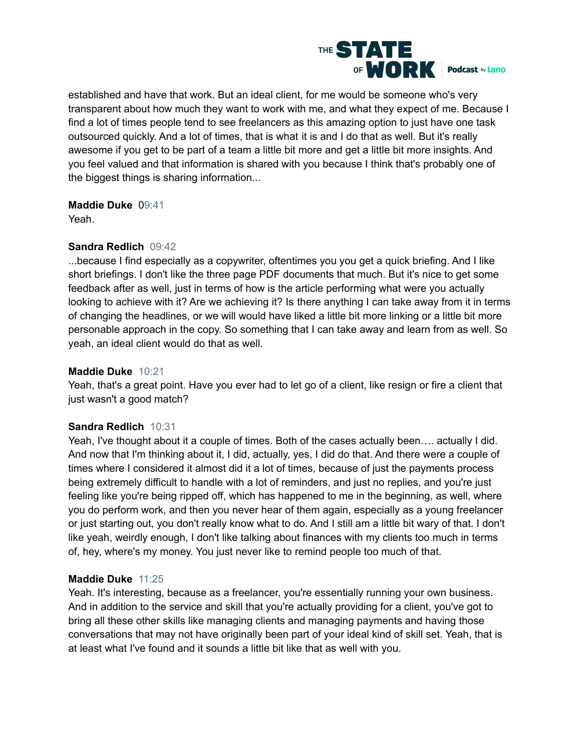established and have that work. But an ideal client, for me would be someone who's very transparent about how much they want to work with me, and what they expect of me. Because I find a lot of times people tend to see freelancers as this amazing option to just have one task outsourced quickly. And a lot of times, that is what it is and I do that as well. But it's really awesome if you get to be part of a team a little bit more and get a little bit more insights. And you feel valued and that information is shared with you because I think that's probably one of the biggest things is sharing information...

**Maddie Duke** 09:41
Yeah.

**Sandra Redlich** 09:42
...because I find especially as a copywriter, oftentimes you you get a quick briefing. And I like short briefings. I don't like the three page PDF documents that much. But it's nice to get some feedback after as well, just in terms of how is the article performing what were you actually looking to achieve with it? Are we achieving it? Is there anything I can take away from it in terms of changing the headlines, or we will would have liked a little bit more linking or a little bit more personable approach in the copy. So something that I can take away and learn from as well. So yeah, an ideal client would do that as well.

**Maddie Duke** 10:21
Yeah, that's a great point. Have you ever had to let go of a client, like resign or fire a client that just wasn't a good match?

**Sandra Redlich** 10:31
Yeah, I've thought about it a couple of times. Both of the cases actually been…. actually I did. And now that I'm thinking about it, I did, actually, yes, I did do that. And there were a couple of times where I considered it almost did it a lot of times, because of just the payments process being extremely difficult to handle with a lot of reminders, and just no replies, and you're just feeling like you're being ripped off, which has happened to me in the beginning, as well, where you do perform work, and then you never hear of them again, especially as a young freelancer or just starting out, you don't really know what to do. And I still am a little bit wary of that. I don't like yeah, weirdly enough, I don't like talking about finances with my clients too much in terms of, hey, where's my money. You just never like to remind people too much of that.

**Maddie Duke** 11:25
Yeah. It's interesting, because as a freelancer, you're essentially running your own business. And in addition to the service and skill that you're actually providing for a client, you've got to bring all these other skills like managing clients and managing payments and having those conversations that may not have originally been part of your ideal kind of skill set. Yeah, that is at least what I've found and it sounds a little bit like that as well with you.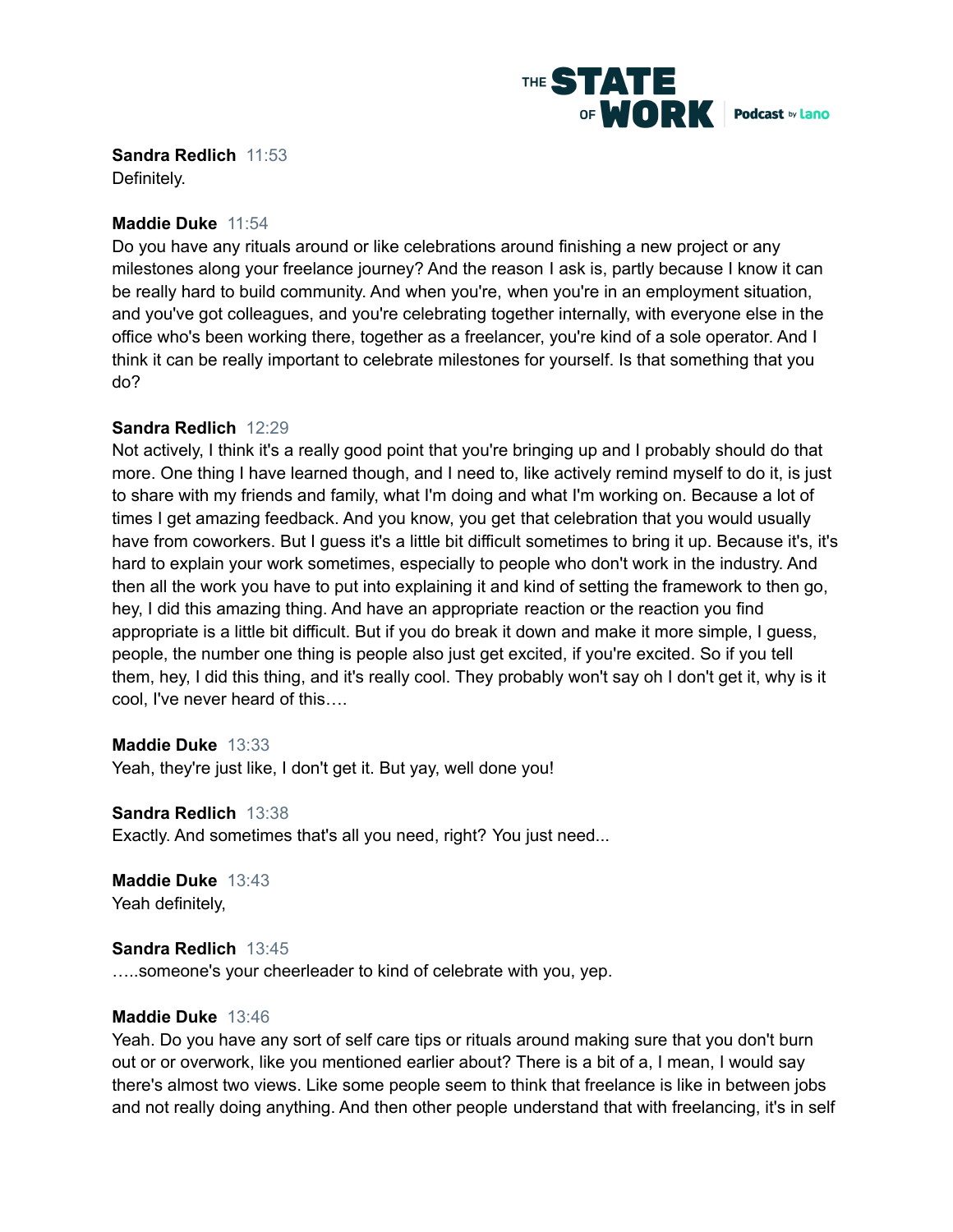**Sandra Redlich** 11:53
Definitely.

**Maddie Duke** 11:54
Do you have any rituals around or like celebrations around finishing a new project or any milestones along your freelance journey? And the reason I ask is, partly because I know it can be really hard to build community. And when you're, when you're in an employment situation, and you've got colleagues, and you're celebrating together internally, with everyone else in the office who's been working there, together as a freelancer, you're kind of a sole operator. And I think it can be really important to celebrate milestones for yourself. Is that something that you do?

**Sandra Redlich** 12:29
Not actively, I think it's a really good point that you're bringing up and I probably should do that more. One thing I have learned though, and I need to, like actively remind myself to do it, is just to share with my friends and family, what I'm doing and what I'm working on. Because a lot of times I get amazing feedback. And you know, you get that celebration that you would usually have from coworkers. But I guess it's a little bit difficult sometimes to bring it up. Because it's, it's hard to explain your work sometimes, especially to people who don't work in the industry. And then all the work you have to put into explaining it and kind of setting the framework to then go, hey, I did this amazing thing. And have an appropriate reaction or the reaction you find appropriate is a little bit difficult. But if you do break it down and make it more simple, I guess, people, the number one thing is people also just get excited, if you're excited. So if you tell them, hey, I did this thing, and it's really cool. They probably won't say oh I don't get it, why is it cool, I've never heard of this….

**Maddie Duke** 13:33
Yeah, they're just like, I don't get it. But yay, well done you!

**Sandra Redlich** 13:38
Exactly. And sometimes that's all you need, right? You just need...

**Maddie Duke** 13:43
Yeah definitely,

**Sandra Redlich** 13:45
…..someone's your cheerleader to kind of celebrate with you, yep.

**Maddie Duke** 13:46
Yeah. Do you have any sort of self care tips or rituals around making sure that you don't burn out or or overwork, like you mentioned earlier about? There is a bit of a, I mean, I would say there's almost two views. Like some people seem to think that freelance is like in between jobs and not really doing anything. And then other people understand that with freelancing, it's in self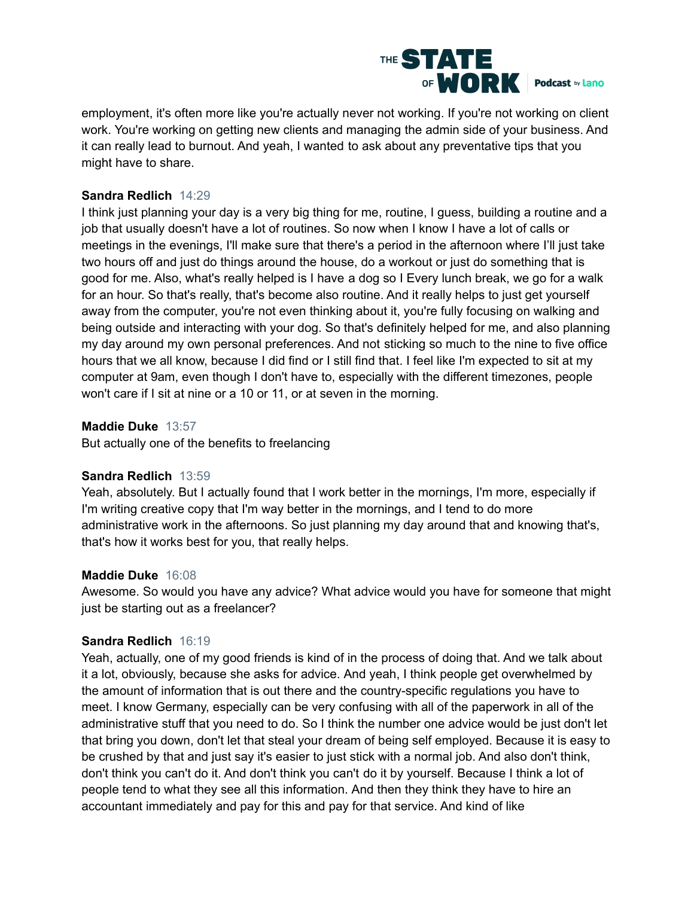employment, it's often more like you're actually never not working. If you're not working on client work. You're working on getting new clients and managing the admin side of your business. And it can really lead to burnout. And yeah, I wanted to ask about any preventative tips that you might have to share.

**Sandra Redlich** 14:29
I think just planning your day is a very big thing for me, routine, I guess, building a routine and a job that usually doesn't have a lot of routines. So now when I know I have a lot of calls or meetings in the evenings, I'll make sure that there's a period in the afternoon where I'll just take two hours off and just do things around the house, do a workout or just do something that is good for me. Also, what's really helped is I have a dog so I Every lunch break, we go for a walk for an hour. So that's really, that's become also routine. And it really helps to just get yourself away from the computer, you're not even thinking about it, you're fully focusing on walking and being outside and interacting with your dog. So that's definitely helped for me, and also planning my day around my own personal preferences. And not sticking so much to the nine to five office hours that we all know, because I did find or I still find that. I feel like I'm expected to sit at my computer at 9am, even though I don't have to, especially with the different timezones, people won't care if I sit at nine or a 10 or 11, or at seven in the morning.

**Maddie Duke** 13:57
But actually one of the benefits to freelancing

**Sandra Redlich** 13:59
Yeah, absolutely. But I actually found that I work better in the mornings, I'm more, especially if I'm writing creative copy that I'm way better in the mornings, and I tend to do more administrative work in the afternoons. So just planning my day around that and knowing that's, that's how it works best for you, that really helps.

**Maddie Duke** 16:08
Awesome. So would you have any advice? What advice would you have for someone that might just be starting out as a freelancer?

**Sandra Redlich** 16:19
Yeah, actually, one of my good friends is kind of in the process of doing that. And we talk about it a lot, obviously, because she asks for advice. And yeah, I think people get overwhelmed by the amount of information that is out there and the country-specific regulations you have to meet. I know Germany, especially can be very confusing with all of the paperwork in all of the administrative stuff that you need to do. So I think the number one advice would be just don't let that bring you down, don't let that steal your dream of being self employed. Because it is easy to be crushed by that and just say it's easier to just stick with a normal job. And also don't think, don't think you can't do it. And don't think you can't do it by yourself. Because I think a lot of people tend to what they see all this information. And then they think they have to hire an accountant immediately and pay for this and pay for that service. And kind of like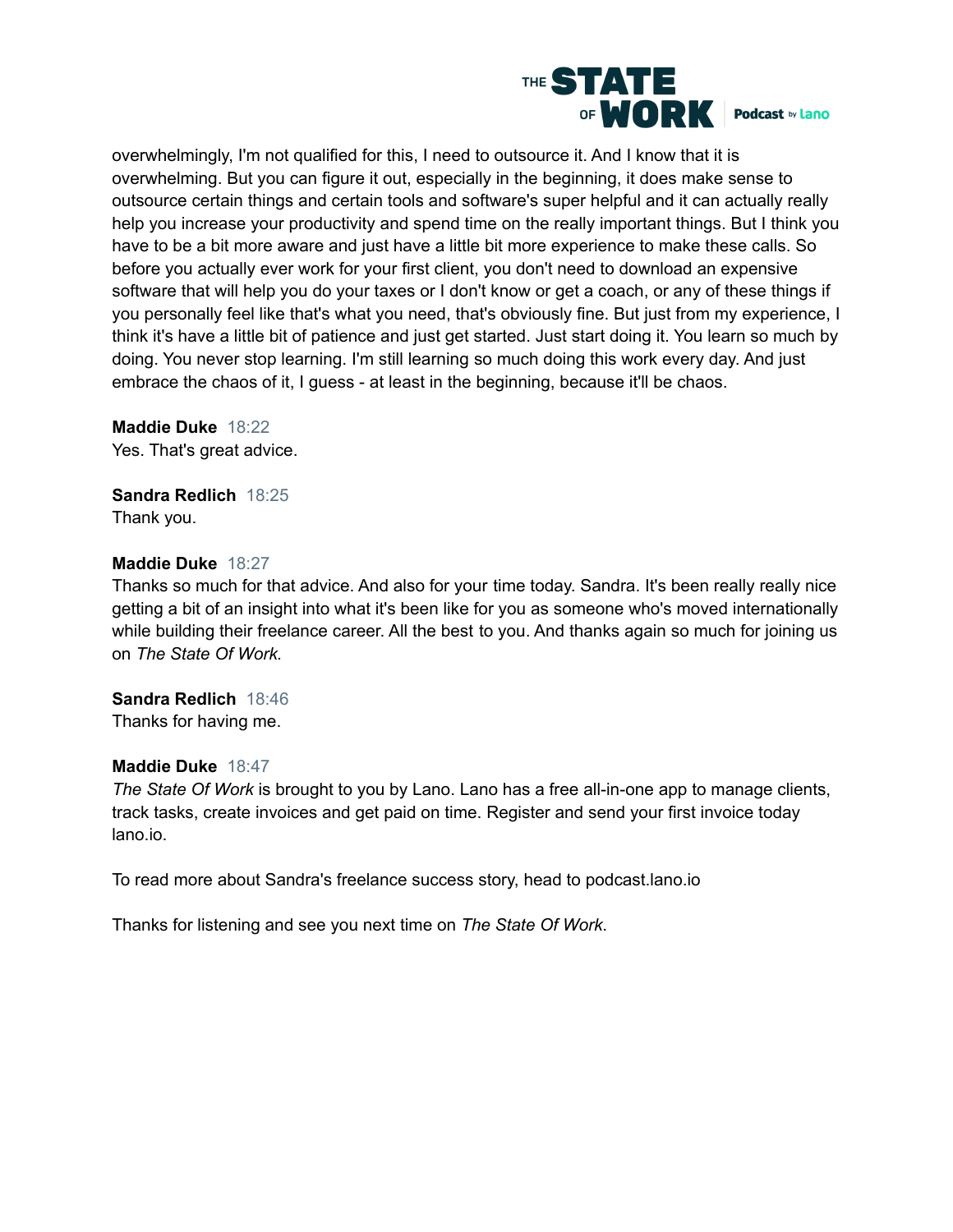overwhelmingly, I'm not qualified for this, I need to outsource it. And I know that it is overwhelming. But you can figure it out, especially in the beginning, it does make sense to outsource certain things and certain tools and software's super helpful and it can actually really help you increase your productivity and spend time on the really important things. But I think you have to be a bit more aware and just have a little bit more experience to make these calls. So before you actually ever work for your first client, you don't need to download an expensive software that will help you do your taxes or I don't know or get a coach, or any of these things if you personally feel like that's what you need, that's obviously fine. But just from my experience, I think it's have a little bit of patience and just get started. Just start doing it. You learn so much by doing. You never stop learning. I'm still learning so much doing this work every day. And just embrace the chaos of it, I guess - at least in the beginning, because it'll be chaos.

**Maddie Duke** 18:22
Yes. That's great advice.

**Sandra Redlich** 18:25
Thank you.

**Maddie Duke** 18:27
Thanks so much for that advice. And also for your time today. Sandra. It's been really really nice getting a bit of an insight into what it's been like for you as someone who's moved internationally while building their freelance career. All the best to you. And thanks again so much for joining us on *The State Of Work.*

**Sandra Redlich** 18:46
Thanks for having me.

**Maddie Duke** 18:47
*The State Of Work* is brought to you by Lano. Lano has a free all-in-one app to manage clients, track tasks, create invoices and get paid on time. Register and send your first invoice today lano.io.

To read more about Sandra's freelance success story, head to podcast.lano.io

Thanks for listening and see you next time on *The State Of Work*.